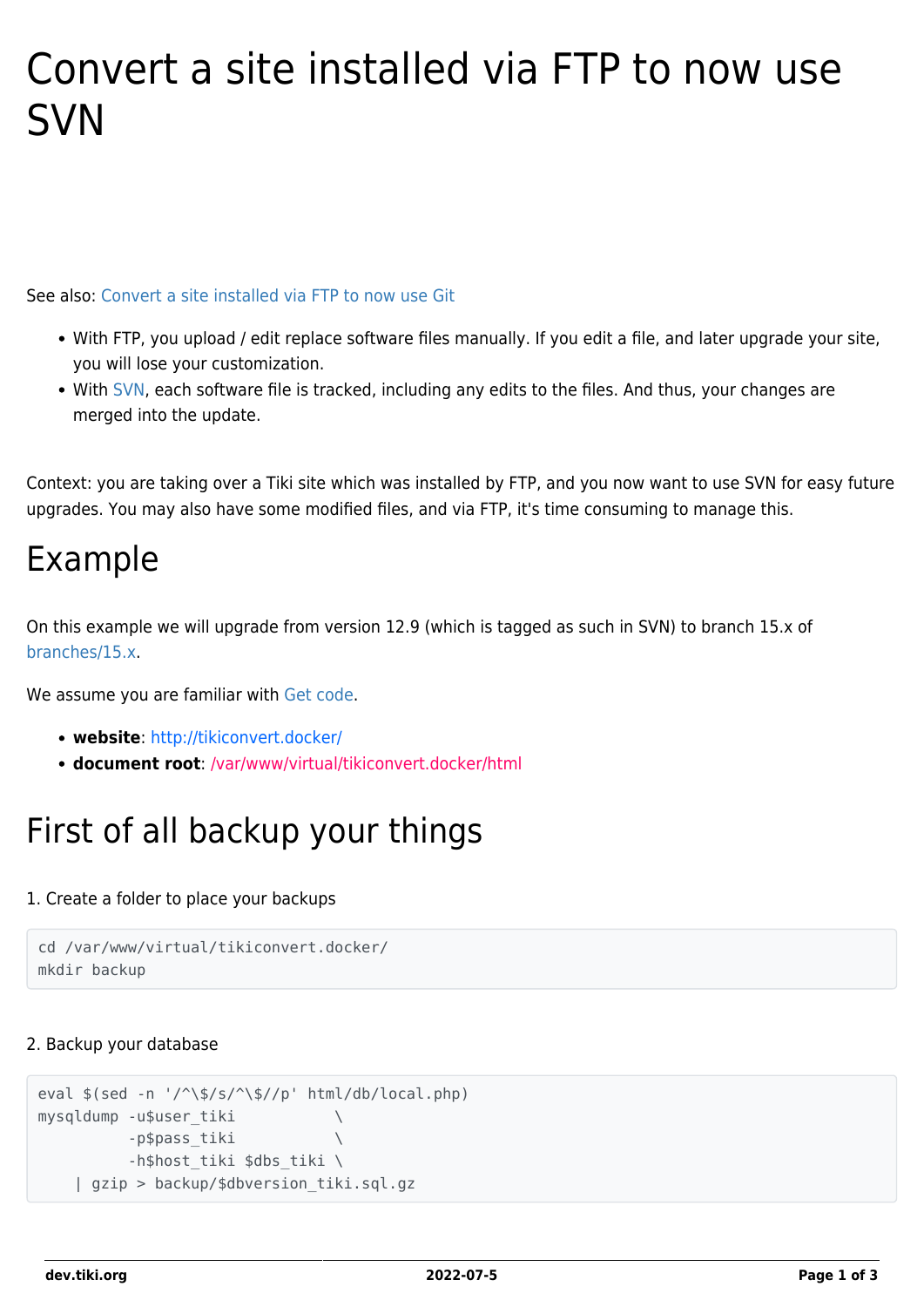# Convert a site installed via FTP to now use SVN

See also: Convert a site installed via FTP to now use Git

- With FTP, you upload / edit replace software files manually. If you edit a file, and later upgrade your site, you will lose your customization.
- With SVN, each software file is tracked, including any edits to the files. And thus, your changes are merged into the update.

Context: you are taking over a Tiki site which was installed by FTP, and you now want to use SVN for easy future upgrades. You may also have some modified files, and via FTP, it's time consuming to manage this.

## Example

On this example we will upgrade from version 12.9 (which is tagged as such in SVN) to branch 15.x of branches/15.x.

We assume you are familiar with Get code.

- **website**: http://tikiconvert.docker/
- **document root**: /var/www/virtual/tikiconvert.docker/html

## First of all backup your things

1. Create a folder to place your backups

```
cd /var/www/virtual/tikiconvert.docker/
mkdir backup
```

2. Backup your database

```
eval $(sed -n '/^\$/s/^\$//p' html/db/local.php)
mysqldump -u$user_tiki           \
          -p$pass_tiki           \
          -h$host_tiki $dbs_tiki \
    | gzip > backup/$dbversion_tiki.sql.gz
```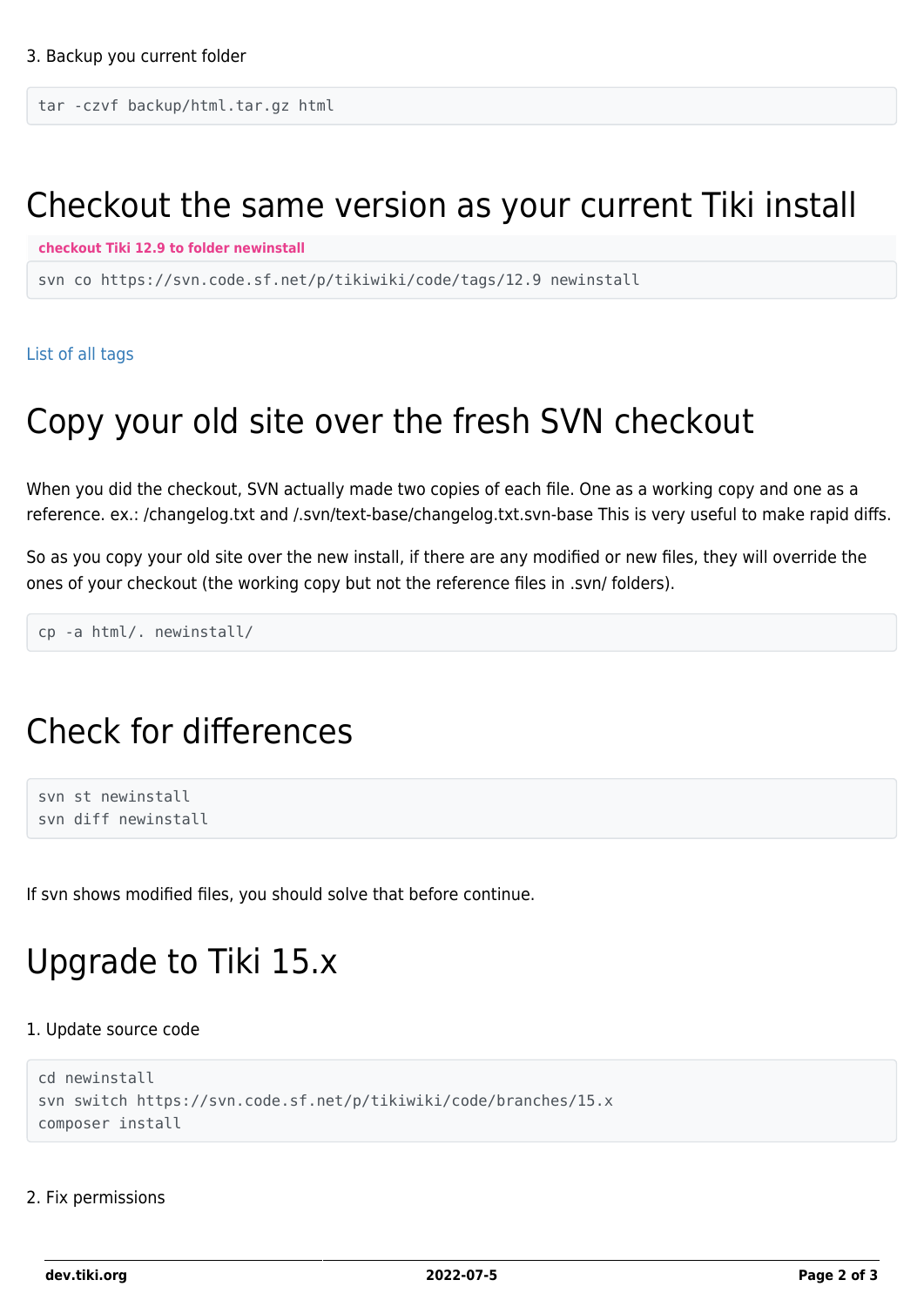3. Backup you current folder

```
tar -czvf backup/html.tar.gz html
```

# Checkout the same version as your current Tiki install

**checkout Tiki 12.9 to folder newinstall**

```
svn co https://svn.code.sf.net/p/tikiwiki/code/tags/12.9 newinstall
```

List of all tags

# Copy your old site over the fresh SVN checkout

When you did the checkout, SVN actually made two copies of each file. One as a working copy and one as a reference. ex.: /changelog.txt and /.svn/text-base/changelog.txt.svn-base This is very useful to make rapid diffs.

So as you copy your old site over the new install, if there are any modified or new files, they will override the ones of your checkout (the working copy but not the reference files in .svn/ folders).

```
cp -a html/. newinstall/
```

# Check for differences

```
svn st newinstall
svn diff newinstall
```

If svn shows modified files, you should solve that before continue.

# Upgrade to Tiki 15.x

1. Update source code

```
cd newinstall
svn switch https://svn.code.sf.net/p/tikiwiki/code/branches/15.x
composer install
```

2. Fix permissions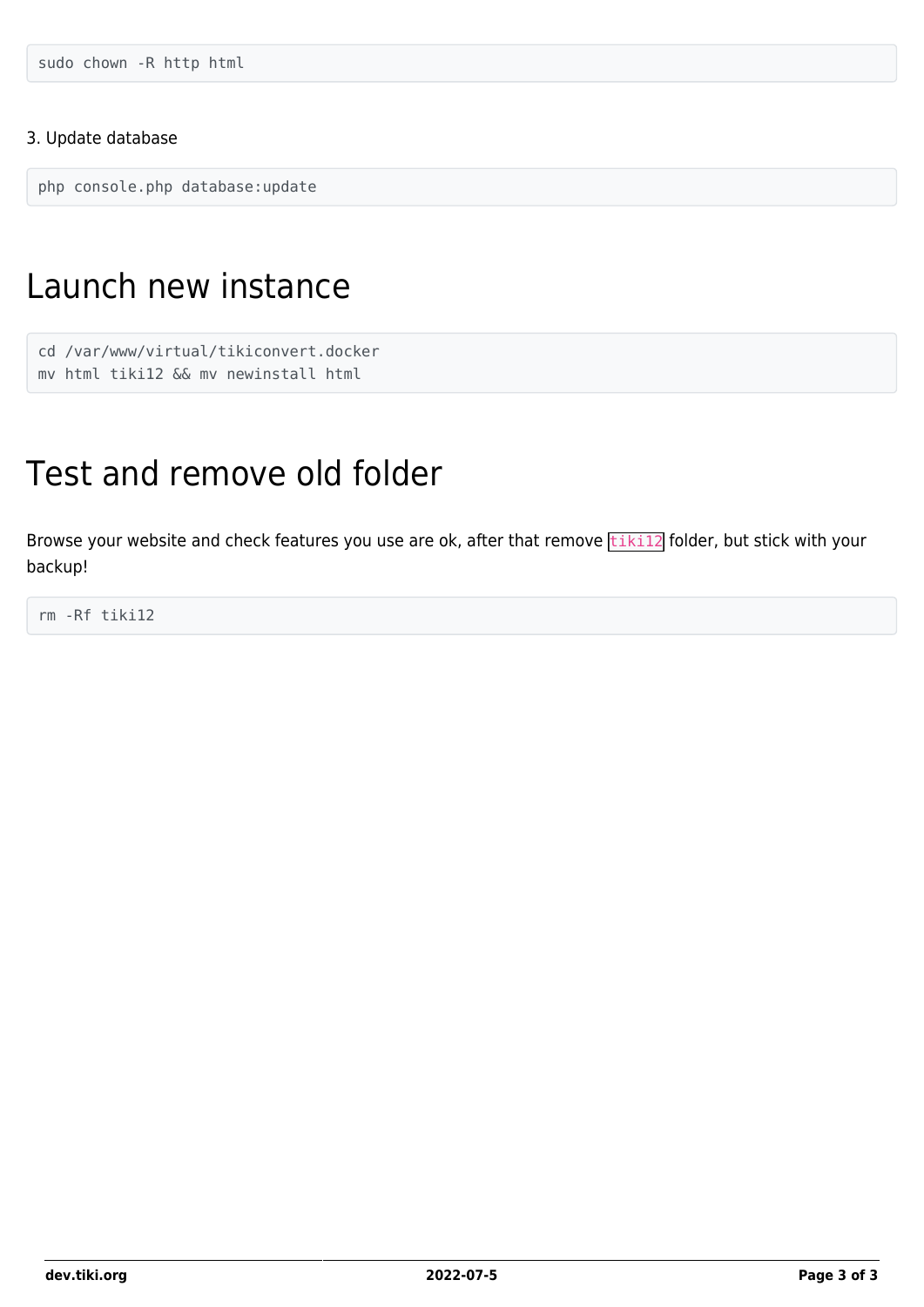```
sudo chown -R http html
```

3. Update database

```
php console.php database:update
```

# Launch new instance

```
cd /var/www/virtual/tikiconvert.docker
mv html tiki12 && mv newinstall html
```

# Test and remove old folder

Browse your website and check features you use are ok, after that remove `tiki12` folder, but stick with your backup!

```
rm -Rf tiki12
```